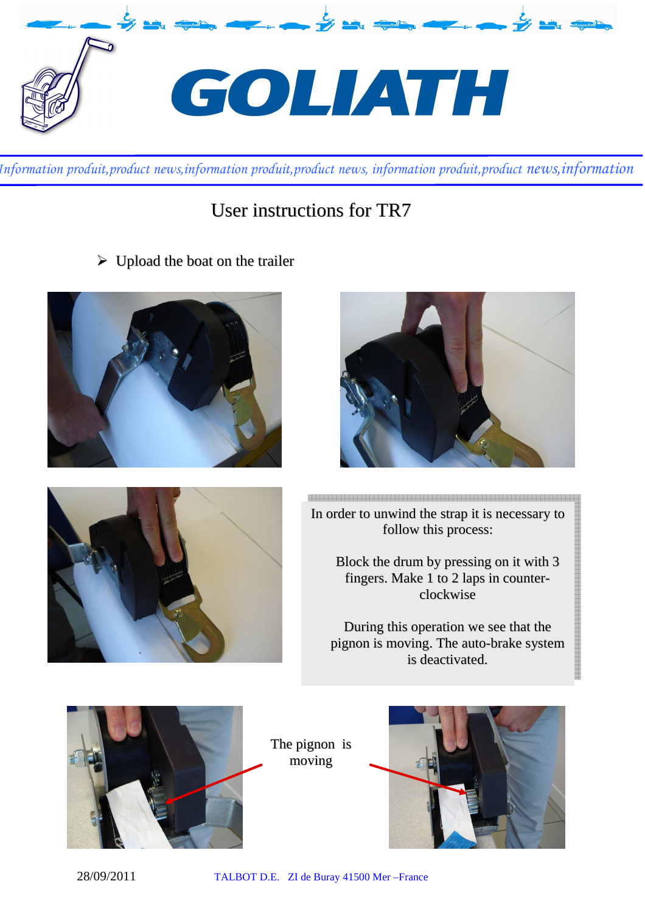# GOLIATH

*Information produit, product news, information produit, product news, information produit, product news, information*

## User instructions for TR7

- Upload the boat on the trailer

In order to unwind the strap it is necessary to follow this process:

Block the drum by pressing on it with 3 fingers. Make 1 to 2 laps in counter-clockwise

During this operation we see that the pignon is moving. The auto-brake system is deactivated.

The pignon is moving

28/09/2011 TALBOT D.E. ZI de Buray 41500 Mer –France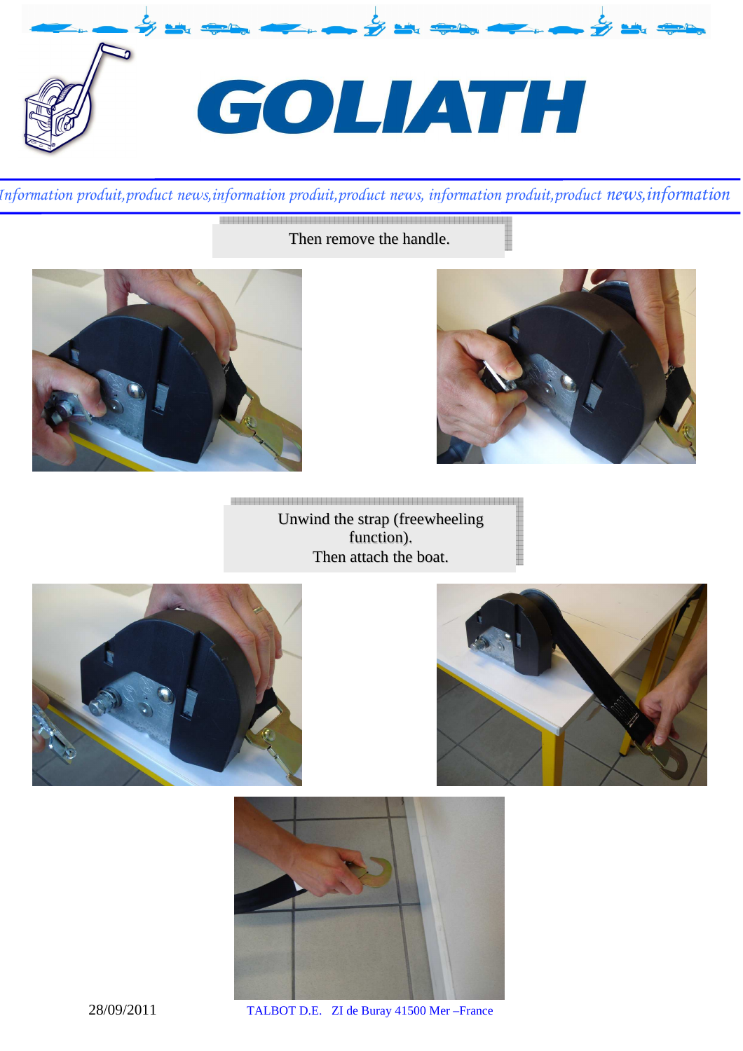Then remove the handle.

Unwind the strap (freewheeling function).
Then attach the boat.

28/09/2011

TALBOT D.E. ZI de Buray 41500 Mer –France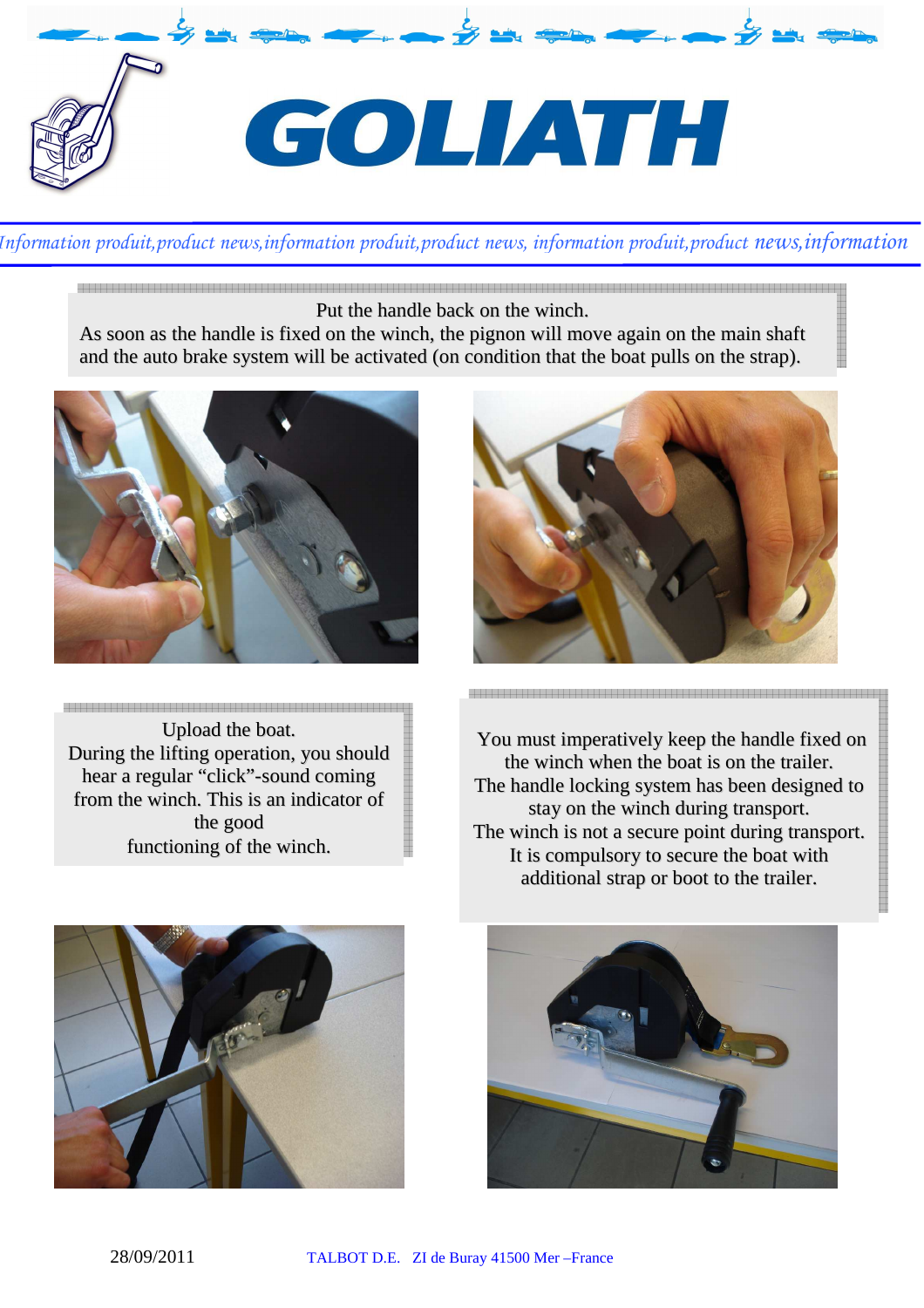# GOLIATH

*Information produit, product news, information produit, product news, information produit, product news, information*

Put the handle back on the winch.
As soon as the handle is fixed on the winch, the pignon will move again on the main shaft and the auto brake system will be activated (on condition that the boat pulls on the strap).

Upload the boat.
During the lifting operation, you should hear a regular "click"-sound coming from the winch. This is an indicator of the good functioning of the winch.

You must imperatively keep the handle fixed on the winch when the boat is on the trailer.
The handle locking system has been designed to stay on the winch during transport.
The winch is not a secure point during transport.
It is compulsory to secure the boat with additional strap or boot to the trailer.

28/09/2011 TALBOT D.E. ZI de Buray 41500 Mer –France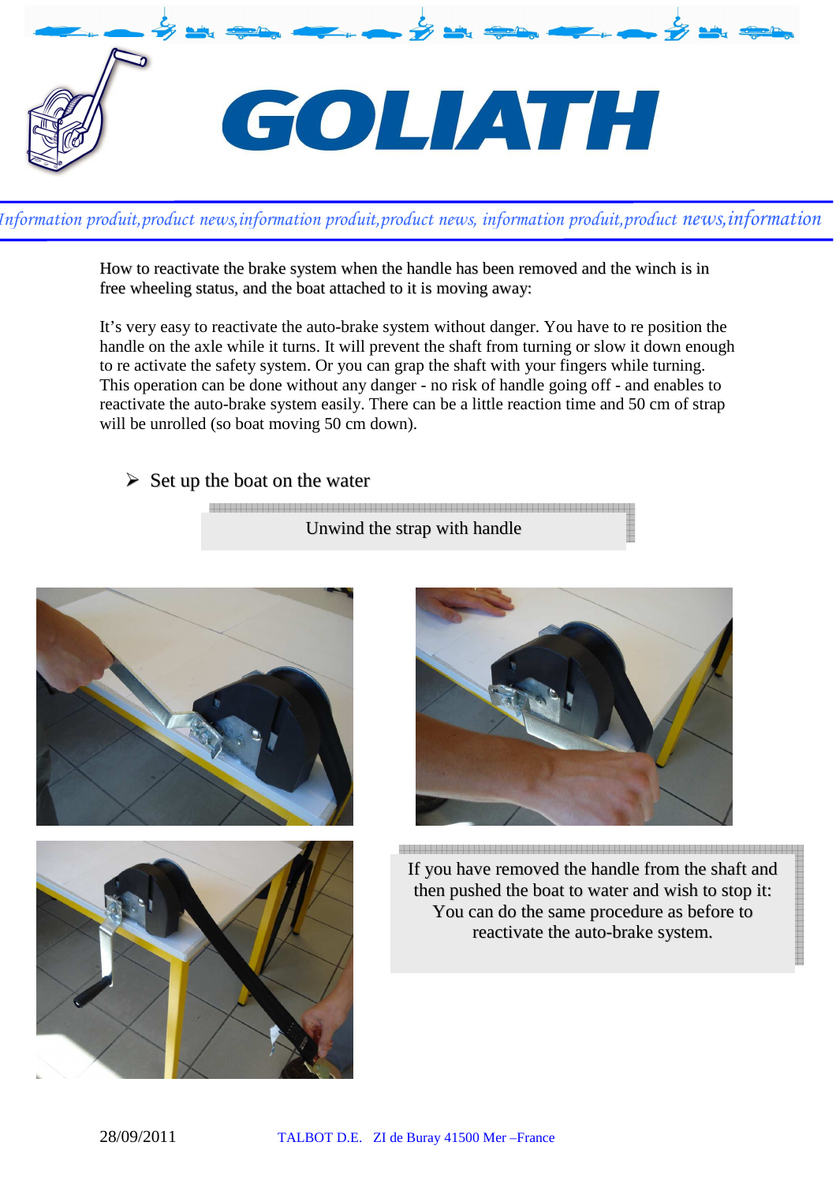How to reactivate the brake system when the handle has been removed and the winch is in free wheeling status, and the boat attached to it is moving away:

It's very easy to reactivate the auto-brake system without danger. You have to re position the handle on the axle while it turns. It will prevent the shaft from turning or slow it down enough to re activate the safety system. Or you can grap the shaft with your fingers while turning. This operation can be done without any danger - no risk of handle going off - and enables to reactivate the auto-brake system easily. There can be a little reaction time and 50 cm of strap will be unrolled (so boat moving 50 cm down).

- Set up the boat on the water

Unwind the strap with handle

If you have removed the handle from the shaft and then pushed the boat to water and wish to stop it: You can do the same procedure as before to reactivate the auto-brake system.

28/09/2011 TALBOT D.E. ZI de Buray 41500 Mer –France